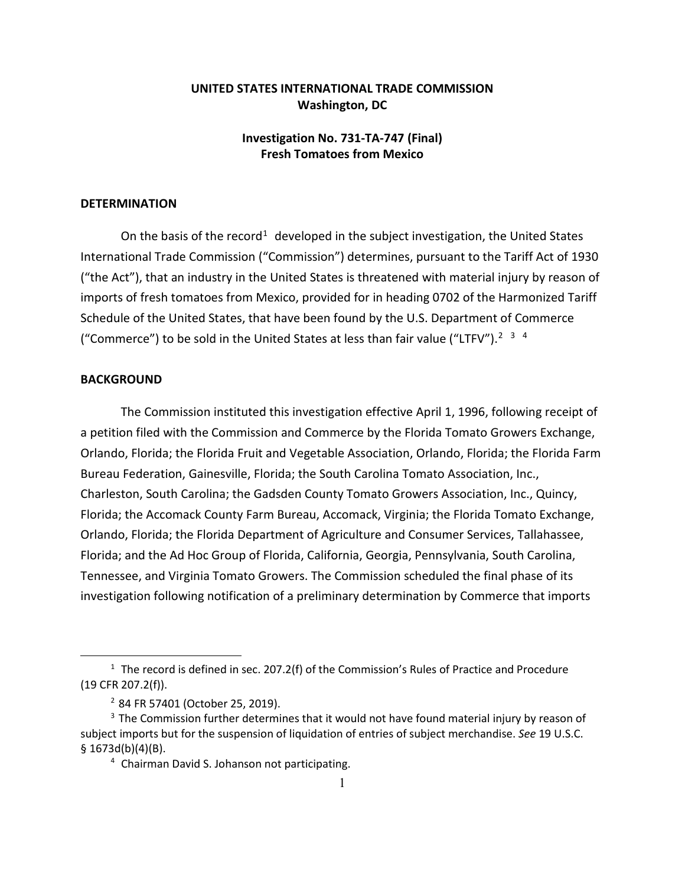**UNITED STATES INTERNATIONAL TRADE COMMISSION**
**Washington, DC**

**Investigation No. 731-TA-747 (Final)**
**Fresh Tomatoes from Mexico**

## DETERMINATION

On the basis of the record[1] developed in the subject investigation, the United States International Trade Commission ("Commission") determines, pursuant to the Tariff Act of 1930 ("the Act"), that an industry in the United States is threatened with material injury by reason of imports of fresh tomatoes from Mexico, provided for in heading 0702 of the Harmonized Tariff Schedule of the United States, that have been found by the U.S. Department of Commerce ("Commerce") to be sold in the United States at less than fair value ("LTFV").[2] [3] [4]

## BACKGROUND

The Commission instituted this investigation effective April 1, 1996, following receipt of a petition filed with the Commission and Commerce by the Florida Tomato Growers Exchange, Orlando, Florida; the Florida Fruit and Vegetable Association, Orlando, Florida; the Florida Farm Bureau Federation, Gainesville, Florida; the South Carolina Tomato Association, Inc., Charleston, South Carolina; the Gadsden County Tomato Growers Association, Inc., Quincy, Florida; the Accomack County Farm Bureau, Accomack, Virginia; the Florida Tomato Exchange, Orlando, Florida; the Florida Department of Agriculture and Consumer Services, Tallahassee, Florida; and the Ad Hoc Group of Florida, California, Georgia, Pennsylvania, South Carolina, Tennessee, and Virginia Tomato Growers. The Commission scheduled the final phase of its investigation following notification of a preliminary determination by Commerce that imports

---

[1] The record is defined in sec. 207.2(f) of the Commission's Rules of Practice and Procedure (19 CFR 207.2(f)).

[2] 84 FR 57401 (October 25, 2019).

[3] The Commission further determines that it would not have found material injury by reason of subject imports but for the suspension of liquidation of entries of subject merchandise. *See* 19 U.S.C. § 1673d(b)(4)(B).

[4] Chairman David S. Johanson not participating.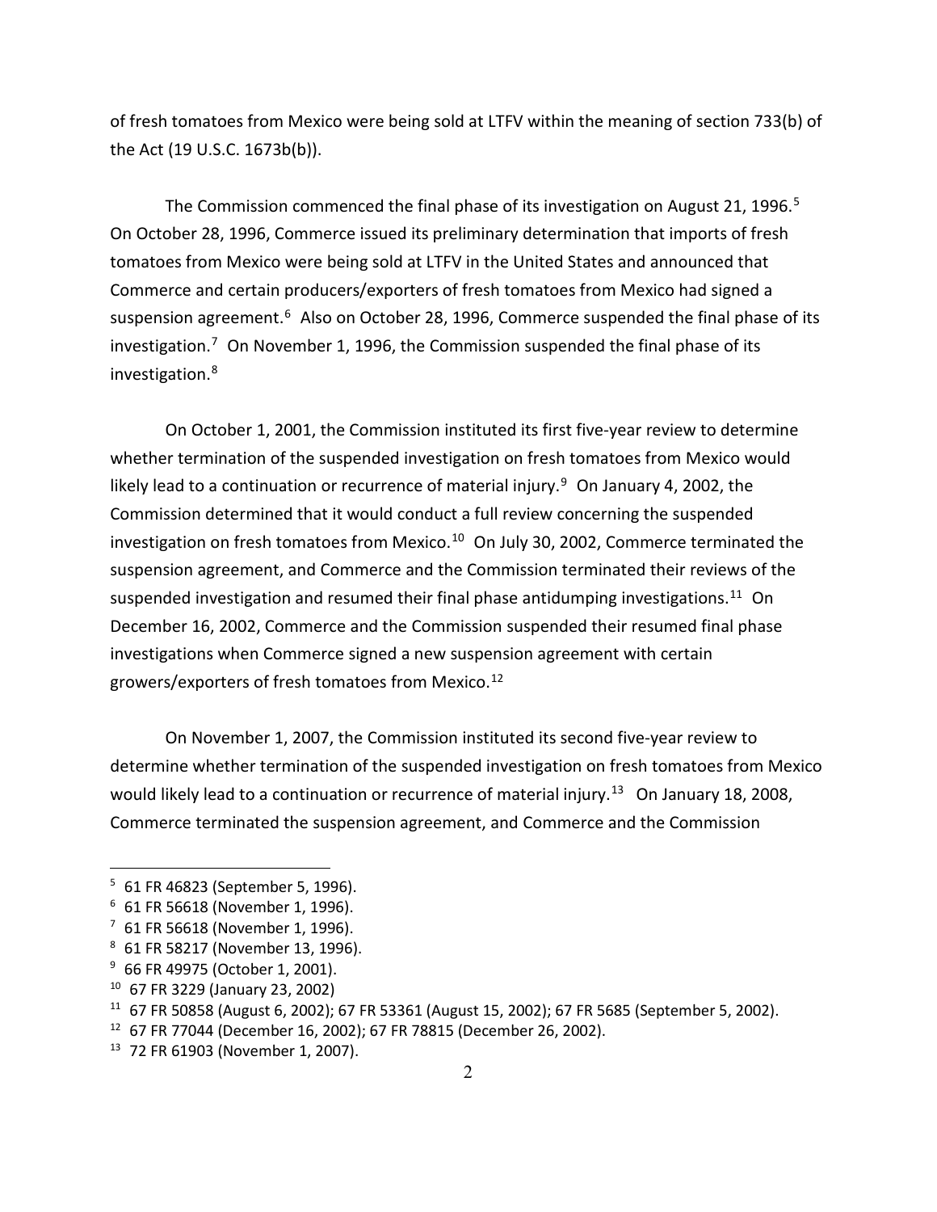of fresh tomatoes from Mexico were being sold at LTFV within the meaning of section 733(b) of the Act (19 U.S.C. 1673b(b)).

The Commission commenced the final phase of its investigation on August 21, 1996.[5] On October 28, 1996, Commerce issued its preliminary determination that imports of fresh tomatoes from Mexico were being sold at LTFV in the United States and announced that Commerce and certain producers/exporters of fresh tomatoes from Mexico had signed a suspension agreement.[6] Also on October 28, 1996, Commerce suspended the final phase of its investigation.[7] On November 1, 1996, the Commission suspended the final phase of its investigation.[8]

On October 1, 2001, the Commission instituted its first five-year review to determine whether termination of the suspended investigation on fresh tomatoes from Mexico would likely lead to a continuation or recurrence of material injury.[9] On January 4, 2002, the Commission determined that it would conduct a full review concerning the suspended investigation on fresh tomatoes from Mexico.[10] On July 30, 2002, Commerce terminated the suspension agreement, and Commerce and the Commission terminated their reviews of the suspended investigation and resumed their final phase antidumping investigations.[11] On December 16, 2002, Commerce and the Commission suspended their resumed final phase investigations when Commerce signed a new suspension agreement with certain growers/exporters of fresh tomatoes from Mexico.[12]

On November 1, 2007, the Commission instituted its second five-year review to determine whether termination of the suspended investigation on fresh tomatoes from Mexico would likely lead to a continuation or recurrence of material injury.[13] On January 18, 2008, Commerce terminated the suspension agreement, and Commerce and the Commission

---

[5] 61 FR 46823 (September 5, 1996).

[6] 61 FR 56618 (November 1, 1996).

[7] 61 FR 56618 (November 1, 1996).

[8] 61 FR 58217 (November 13, 1996).

[9] 66 FR 49975 (October 1, 2001).

[10] 67 FR 3229 (January 23, 2002)

[11] 67 FR 50858 (August 6, 2002); 67 FR 53361 (August 15, 2002); 67 FR 5685 (September 5, 2002).

[12] 67 FR 77044 (December 16, 2002); 67 FR 78815 (December 26, 2002).

[13] 72 FR 61903 (November 1, 2007).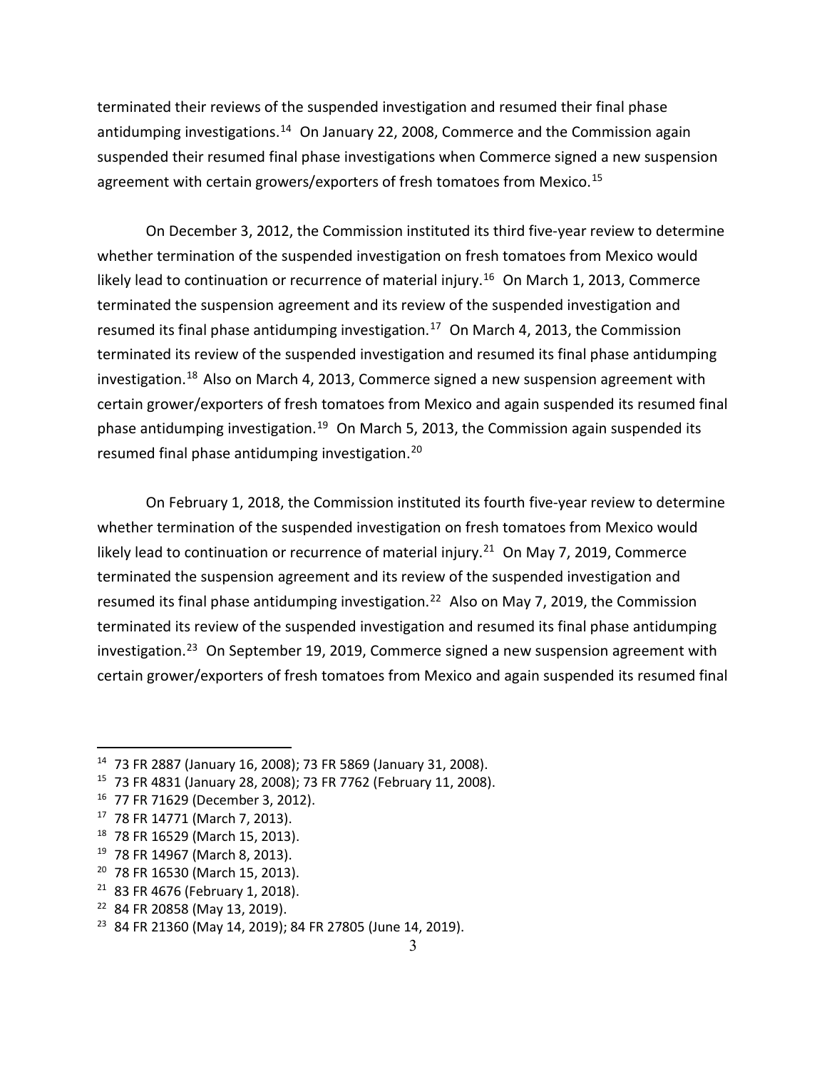terminated their reviews of the suspended investigation and resumed their final phase antidumping investigations.[14] On January 22, 2008, Commerce and the Commission again suspended their resumed final phase investigations when Commerce signed a new suspension agreement with certain growers/exporters of fresh tomatoes from Mexico.[15]

On December 3, 2012, the Commission instituted its third five-year review to determine whether termination of the suspended investigation on fresh tomatoes from Mexico would likely lead to continuation or recurrence of material injury.[16] On March 1, 2013, Commerce terminated the suspension agreement and its review of the suspended investigation and resumed its final phase antidumping investigation.[17] On March 4, 2013, the Commission terminated its review of the suspended investigation and resumed its final phase antidumping investigation.[18] Also on March 4, 2013, Commerce signed a new suspension agreement with certain grower/exporters of fresh tomatoes from Mexico and again suspended its resumed final phase antidumping investigation.[19] On March 5, 2013, the Commission again suspended its resumed final phase antidumping investigation.[20]

On February 1, 2018, the Commission instituted its fourth five-year review to determine whether termination of the suspended investigation on fresh tomatoes from Mexico would likely lead to continuation or recurrence of material injury.[21] On May 7, 2019, Commerce terminated the suspension agreement and its review of the suspended investigation and resumed its final phase antidumping investigation.[22] Also on May 7, 2019, the Commission terminated its review of the suspended investigation and resumed its final phase antidumping investigation.[23] On September 19, 2019, Commerce signed a new suspension agreement with certain grower/exporters of fresh tomatoes from Mexico and again suspended its resumed final

---

[14] 73 FR 2887 (January 16, 2008); 73 FR 5869 (January 31, 2008).
[15] 73 FR 4831 (January 28, 2008); 73 FR 7762 (February 11, 2008).
[16] 77 FR 71629 (December 3, 2012).
[17] 78 FR 14771 (March 7, 2013).
[18] 78 FR 16529 (March 15, 2013).
[19] 78 FR 14967 (March 8, 2013).
[20] 78 FR 16530 (March 15, 2013).
[21] 83 FR 4676 (February 1, 2018).
[22] 84 FR 20858 (May 13, 2019).
[23] 84 FR 21360 (May 14, 2019); 84 FR 27805 (June 14, 2019).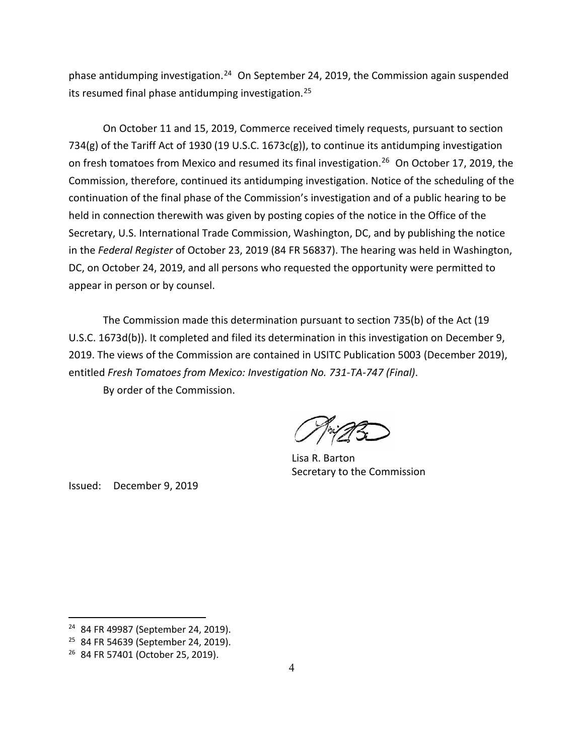phase antidumping investigation.[24] On September 24, 2019, the Commission again suspended its resumed final phase antidumping investigation.[25]

On October 11 and 15, 2019, Commerce received timely requests, pursuant to section 734(g) of the Tariff Act of 1930 (19 U.S.C. 1673c(g)), to continue its antidumping investigation on fresh tomatoes from Mexico and resumed its final investigation.[26] On October 17, 2019, the Commission, therefore, continued its antidumping investigation. Notice of the scheduling of the continuation of the final phase of the Commission's investigation and of a public hearing to be held in connection therewith was given by posting copies of the notice in the Office of the Secretary, U.S. International Trade Commission, Washington, DC, and by publishing the notice in the *Federal Register* of October 23, 2019 (84 FR 56837). The hearing was held in Washington, DC, on October 24, 2019, and all persons who requested the opportunity were permitted to appear in person or by counsel.

The Commission made this determination pursuant to section 735(b) of the Act (19 U.S.C. 1673d(b)). It completed and filed its determination in this investigation on December 9, 2019. The views of the Commission are contained in USITC Publication 5003 (December 2019), entitled *Fresh Tomatoes from Mexico: Investigation No. 731-TA-747 (Final)*.

By order of the Commission.

Lisa R. Barton
Secretary to the Commission

Issued: December 9, 2019

---

[24] 84 FR 49987 (September 24, 2019).

[25] 84 FR 54639 (September 24, 2019).

[26] 84 FR 57401 (October 25, 2019).